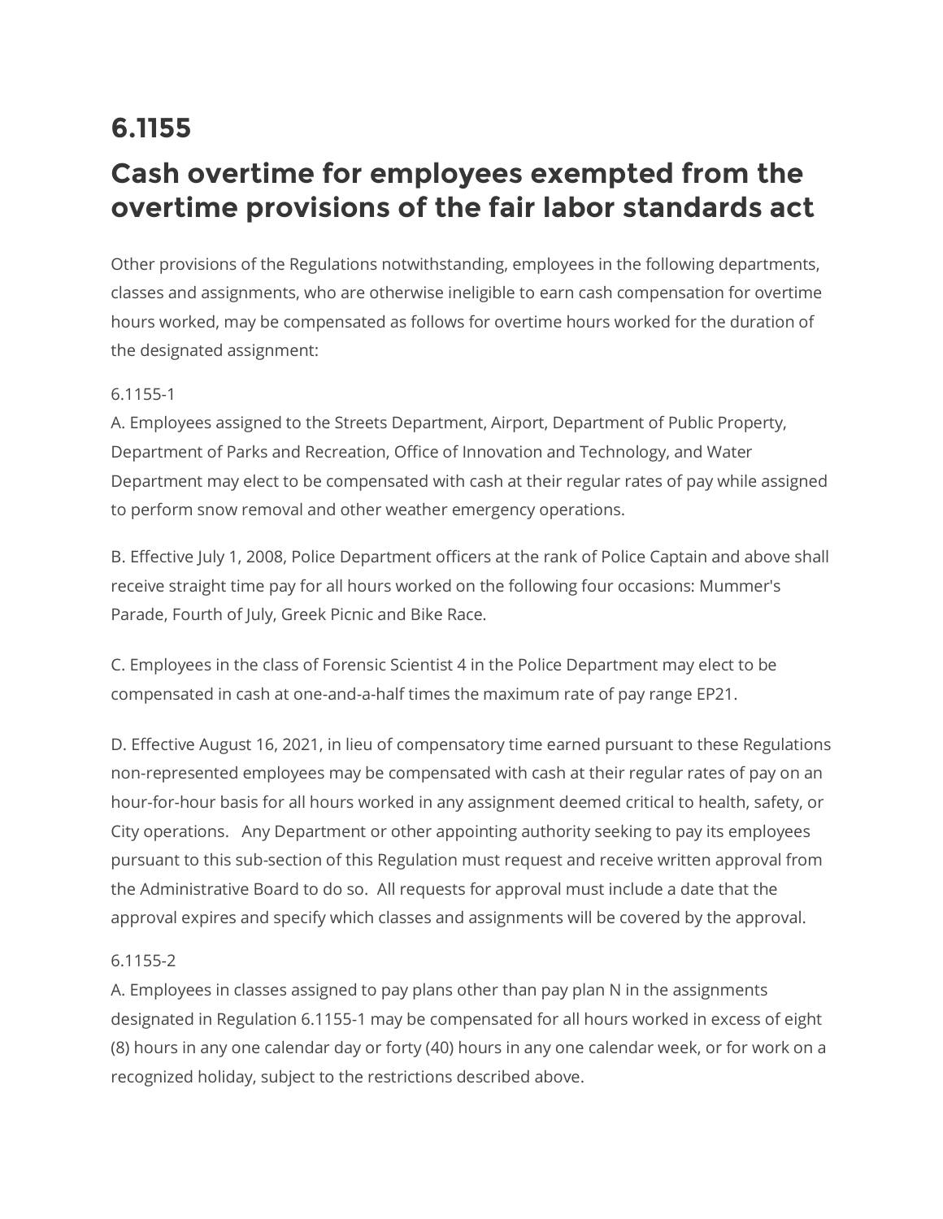# 6.1155

# Cash overtime for employees exempted from the overtime provisions of the fair labor standards act

Other provisions of the Regulations notwithstanding, employees in the following departments, classes and assignments, who are otherwise ineligible to earn cash compensation for overtime hours worked, may be compensated as follows for overtime hours worked for the duration of the designated assignment:

6.1155-1

A. Employees assigned to the Streets Department, Airport, Department of Public Property, Department of Parks and Recreation, Office of Innovation and Technology, and Water Department may elect to be compensated with cash at their regular rates of pay while assigned to perform snow removal and other weather emergency operations.

B. Effective July 1, 2008, Police Department officers at the rank of Police Captain and above shall receive straight time pay for all hours worked on the following four occasions: Mummer's Parade, Fourth of July, Greek Picnic and Bike Race.

C. Employees in the class of Forensic Scientist 4 in the Police Department may elect to be compensated in cash at one-and-a-half times the maximum rate of pay range EP21.

D. Effective August 16, 2021, in lieu of compensatory time earned pursuant to these Regulations non-represented employees may be compensated with cash at their regular rates of pay on an hour-for-hour basis for all hours worked in any assignment deemed critical to health, safety, or City operations. Any Department or other appointing authority seeking to pay its employees pursuant to this sub-section of this Regulation must request and receive written approval from the Administrative Board to do so. All requests for approval must include a date that the approval expires and specify which classes and assignments will be covered by the approval.

6.1155-2

A. Employees in classes assigned to pay plans other than pay plan N in the assignments designated in Regulation 6.1155-1 may be compensated for all hours worked in excess of eight (8) hours in any one calendar day or forty (40) hours in any one calendar week, or for work on a recognized holiday, subject to the restrictions described above.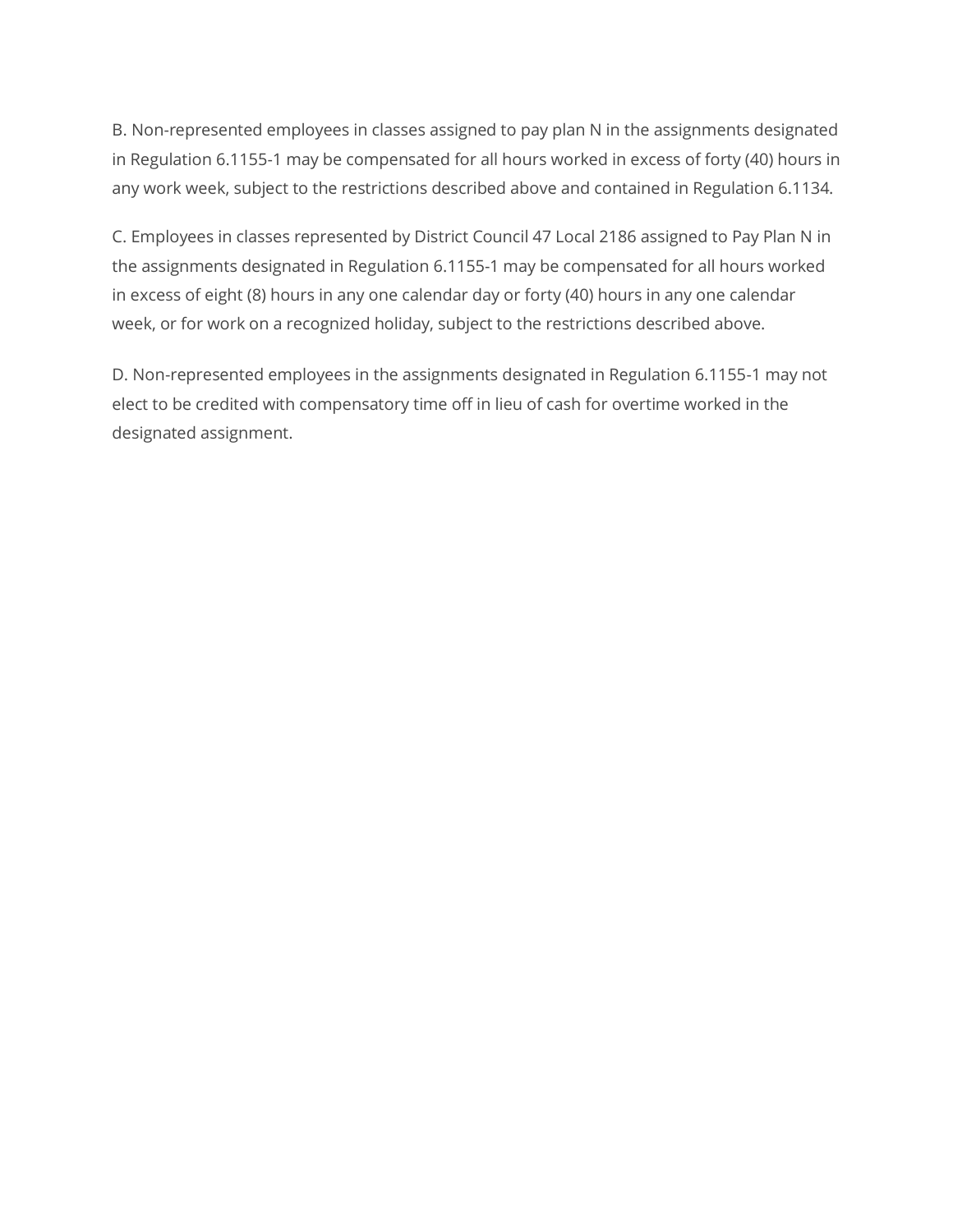B. Non-represented employees in classes assigned to pay plan N in the assignments designated in Regulation 6.1155-1 may be compensated for all hours worked in excess of forty (40) hours in any work week, subject to the restrictions described above and contained in Regulation 6.1134.

C. Employees in classes represented by District Council 47 Local 2186 assigned to Pay Plan N in the assignments designated in Regulation 6.1155-1 may be compensated for all hours worked in excess of eight (8) hours in any one calendar day or forty (40) hours in any one calendar week, or for work on a recognized holiday, subject to the restrictions described above.

D. Non-represented employees in the assignments designated in Regulation 6.1155-1 may not elect to be credited with compensatory time off in lieu of cash for overtime worked in the designated assignment.